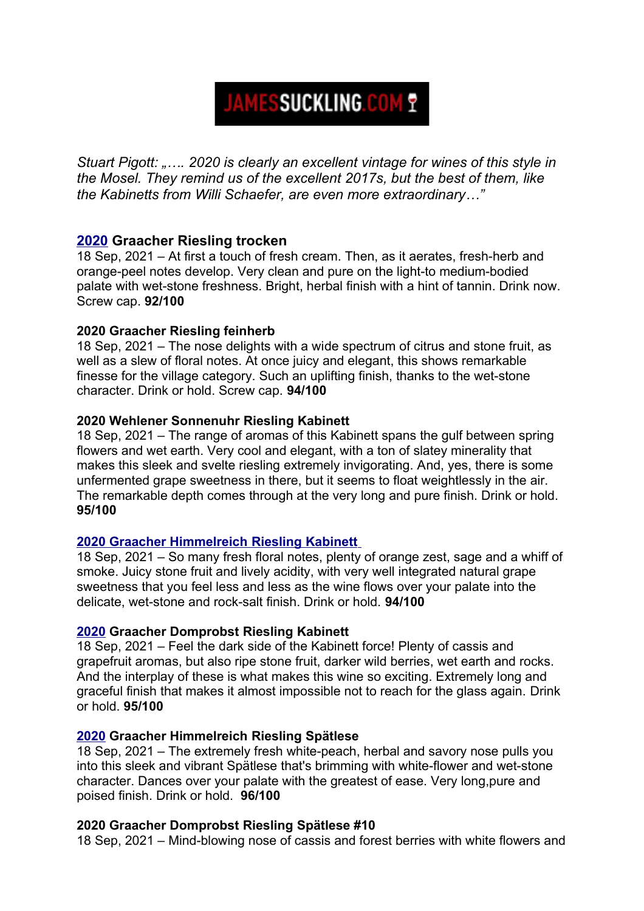JAMESSUCKLING.COM

*Stuart Pigott: „…. 2020 is clearly an excellent vintage for wines of this style in the Mosel. They remind us of the excellent 2017s, but the best of them, like the Kabinetts from Willi Schaefer, are even more extraordinary…"*

**2020 Graacher Riesling trocken**
18 Sep, 2021 – At first a touch of fresh cream. Then, as it aerates, fresh-herb and orange-peel notes develop. Very clean and pure on the light-to medium-bodied palate with wet-stone freshness. Bright, herbal finish with a hint of tannin. Drink now. Screw cap. **92/100**

**2020 Graacher Riesling feinherb**
18 Sep, 2021 – The nose delights with a wide spectrum of citrus and stone fruit, as well as a slew of floral notes. At once juicy and elegant, this shows remarkable finesse for the village category. Such an uplifting finish, thanks to the wet-stone character. Drink or hold. Screw cap. **94/100**

**2020 Wehlener Sonnenuhr Riesling Kabinett**
18 Sep, 2021 – The range of aromas of this Kabinett spans the gulf between spring flowers and wet earth. Very cool and elegant, with a ton of slatey minerality that makes this sleek and svelte riesling extremely invigorating. And, yes, there is some unfermented grape sweetness in there, but it seems to float weightlessly in the air. The remarkable depth comes through at the very long and pure finish. Drink or hold. **95/100**

**2020 Graacher Himmelreich Riesling Kabinett**
18 Sep, 2021 – So many fresh floral notes, plenty of orange zest, sage and a whiff of smoke. Juicy stone fruit and lively acidity, with very well integrated natural grape sweetness that you feel less and less as the wine flows over your palate into the delicate, wet-stone and rock-salt finish. Drink or hold. **94/100**

**2020 Graacher Domprobst Riesling Kabinett**
18 Sep, 2021 – Feel the dark side of the Kabinett force! Plenty of cassis and grapefruit aromas, but also ripe stone fruit, darker wild berries, wet earth and rocks. And the interplay of these is what makes this wine so exciting. Extremely long and graceful finish that makes it almost impossible not to reach for the glass again. Drink or hold. **95/100**

**2020 Graacher Himmelreich Riesling Spätlese**
18 Sep, 2021 – The extremely fresh white-peach, herbal and savory nose pulls you into this sleek and vibrant Spätlese that's brimming with white-flower and wet-stone character. Dances over your palate with the greatest of ease. Very long,pure and poised finish. Drink or hold. **96/100**

**2020 Graacher Domprobst Riesling Spätlese #10**
18 Sep, 2021 – Mind-blowing nose of cassis and forest berries with white flowers and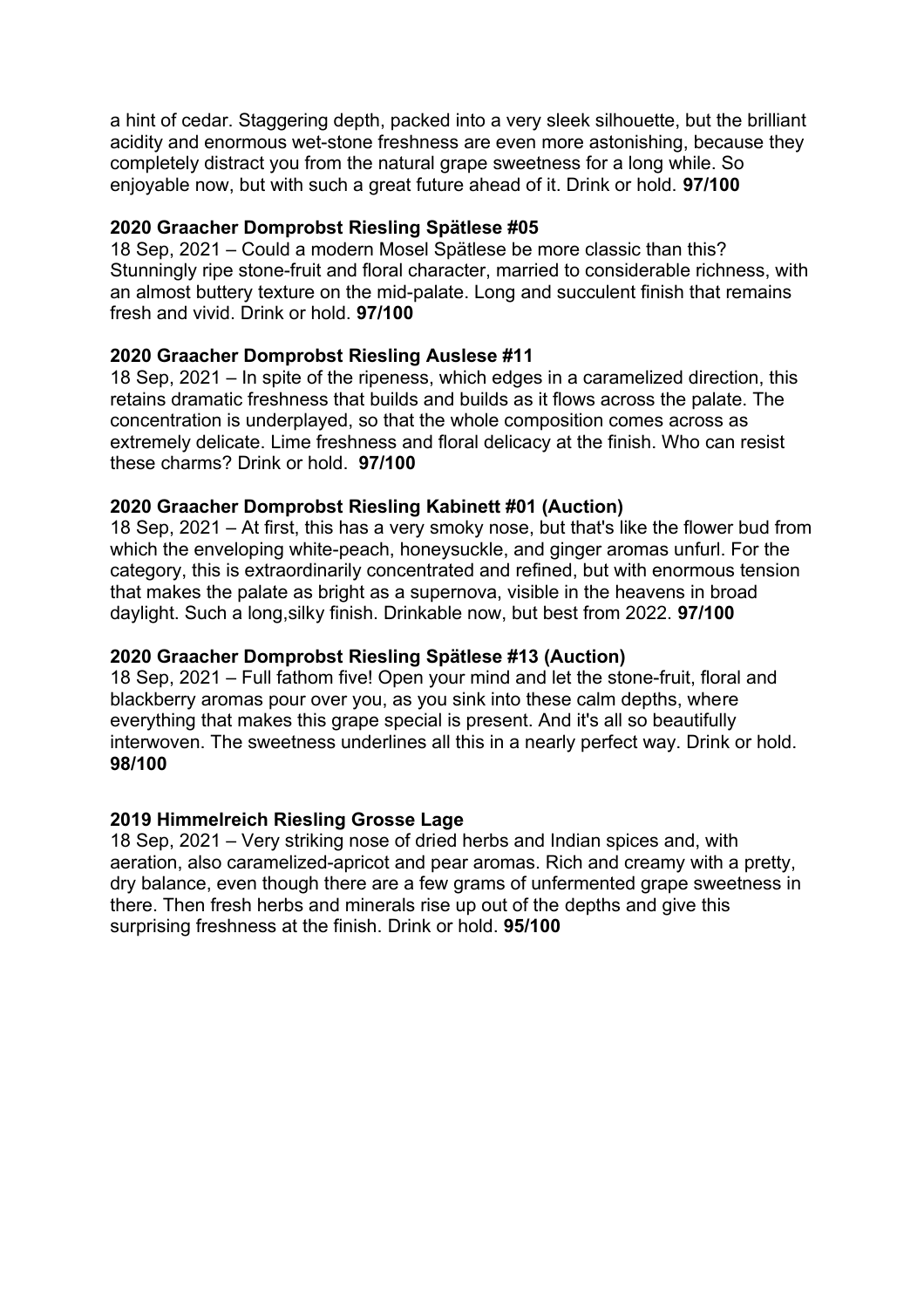a hint of cedar. Staggering depth, packed into a very sleek silhouette, but the brilliant acidity and enormous wet-stone freshness are even more astonishing, because they completely distract you from the natural grape sweetness for a long while. So enjoyable now, but with such a great future ahead of it. Drink or hold. **97/100**

**2020 Graacher Domprobst Riesling Spätlese #05**
18 Sep, 2021 – Could a modern Mosel Spätlese be more classic than this? Stunningly ripe stone-fruit and floral character, married to considerable richness, with an almost buttery texture on the mid-palate. Long and succulent finish that remains fresh and vivid. Drink or hold. **97/100**

**2020 Graacher Domprobst Riesling Auslese #11**
18 Sep, 2021 – In spite of the ripeness, which edges in a caramelized direction, this retains dramatic freshness that builds and builds as it flows across the palate. The concentration is underplayed, so that the whole composition comes across as extremely delicate. Lime freshness and floral delicacy at the finish. Who can resist these charms? Drink or hold. **97/100**

**2020 Graacher Domprobst Riesling Kabinett #01 (Auction)**
18 Sep, 2021 – At first, this has a very smoky nose, but that's like the flower bud from which the enveloping white-peach, honeysuckle, and ginger aromas unfurl. For the category, this is extraordinarily concentrated and refined, but with enormous tension that makes the palate as bright as a supernova, visible in the heavens in broad daylight. Such a long,silky finish. Drinkable now, but best from 2022. **97/100**

**2020 Graacher Domprobst Riesling Spätlese #13 (Auction)**
18 Sep, 2021 – Full fathom five! Open your mind and let the stone-fruit, floral and blackberry aromas pour over you, as you sink into these calm depths, where everything that makes this grape special is present. And it's all so beautifully interwoven. The sweetness underlines all this in a nearly perfect way. Drink or hold. **98/100**

**2019 Himmelreich Riesling Grosse Lage**
18 Sep, 2021 – Very striking nose of dried herbs and Indian spices and, with aeration, also caramelized-apricot and pear aromas. Rich and creamy with a pretty, dry balance, even though there are a few grams of unfermented grape sweetness in there. Then fresh herbs and minerals rise up out of the depths and give this surprising freshness at the finish. Drink or hold. **95/100**